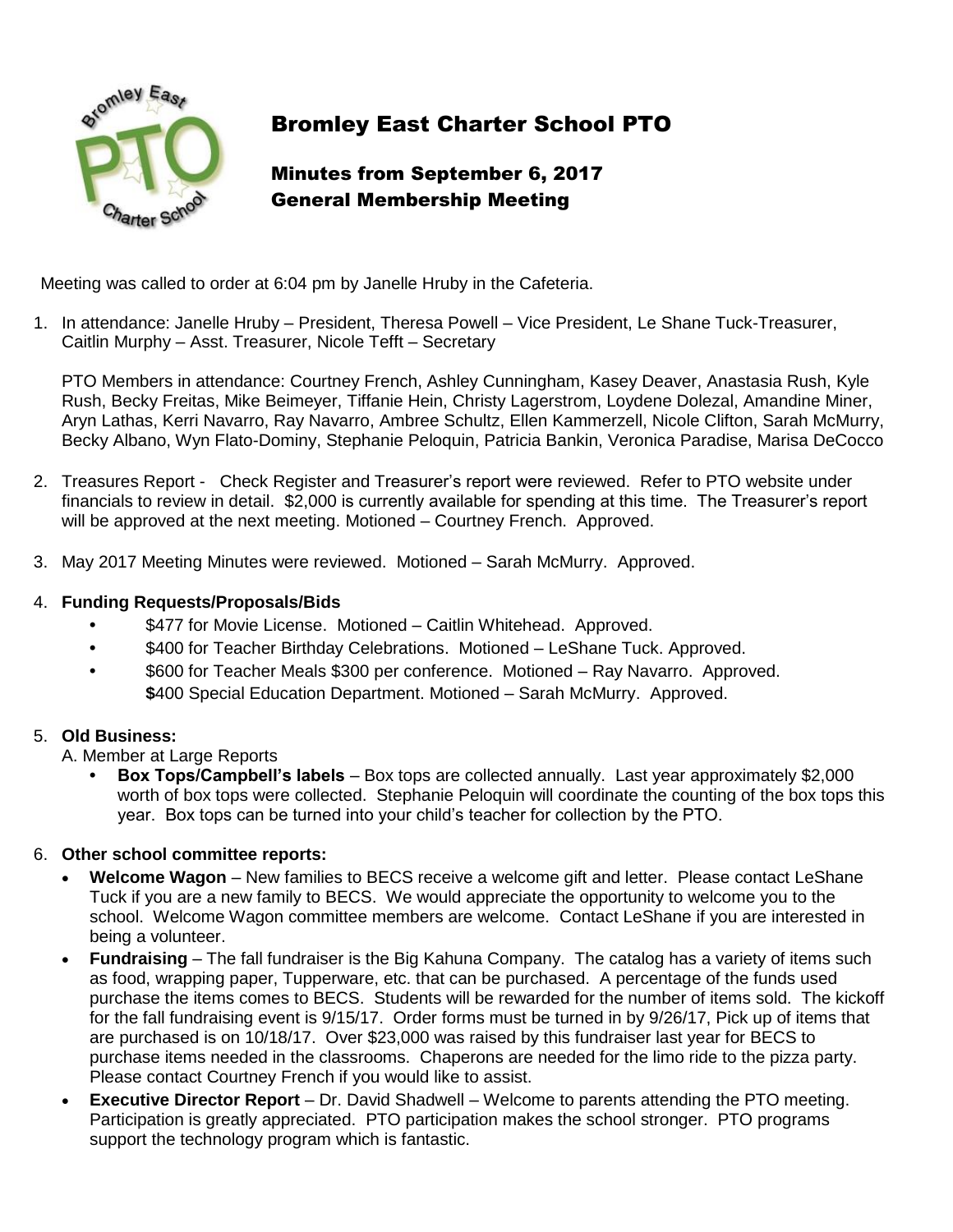# Bromley East Charter School PTO

## Minutes from September 6, 2017
## General Membership Meeting

Meeting was called to order at 6:04 pm by Janelle Hruby in the Cafeteria.

1. In attendance: Janelle Hruby – President, Theresa Powell – Vice President, Le Shane Tuck-Treasurer, Caitlin Murphy – Asst. Treasurer, Nicole Tefft – Secretary

   PTO Members in attendance: Courtney French, Ashley Cunningham, Kasey Deaver, Anastasia Rush, Kyle Rush, Becky Freitas, Mike Beimeyer, Tiffanie Hein, Christy Lagerstrom, Loydene Dolezal, Amandine Miner, Aryn Lathas, Kerri Navarro, Ray Navarro, Ambree Schultz, Ellen Kammerzell, Nicole Clifton, Sarah McMurry, Becky Albano, Wyn Flato-Dominy, Stephanie Peloquin, Patricia Bankin, Veronica Paradise, Marisa DeCocco

2. Treasures Report - Check Register and Treasurer's report were reviewed. Refer to PTO website under financials to review in detail. $2,000 is currently available for spending at this time. The Treasurer's report will be approved at the next meeting. Motioned – Courtney French. Approved.

3. May 2017 Meeting Minutes were reviewed. Motioned – Sarah McMurry. Approved.

4. **Funding Requests/Proposals/Bids**
   - $477 for Movie License. Motioned – Caitlin Whitehead. Approved.
   - $400 for Teacher Birthday Celebrations. Motioned – LeShane Tuck. Approved.
   - $600 for Teacher Meals $300 per conference. Motioned – Ray Navarro. Approved.
     **$**400 Special Education Department. Motioned – Sarah McMurry. Approved.

5. **Old Business:**
   A. Member at Large Reports
   - **Box Tops/Campbell's labels** – Box tops are collected annually. Last year approximately $2,000 worth of box tops were collected. Stephanie Peloquin will coordinate the counting of the box tops this year. Box tops can be turned into your child's teacher for collection by the PTO.

6. **Other school committee reports:**
   - **Welcome Wagon** – New families to BECS receive a welcome gift and letter. Please contact LeShane Tuck if you are a new family to BECS. We would appreciate the opportunity to welcome you to the school. Welcome Wagon committee members are welcome. Contact LeShane if you are interested in being a volunteer.
   - **Fundraising** – The fall fundraiser is the Big Kahuna Company. The catalog has a variety of items such as food, wrapping paper, Tupperware, etc. that can be purchased. A percentage of the funds used purchase the items comes to BECS. Students will be rewarded for the number of items sold. The kickoff for the fall fundraising event is 9/15/17. Order forms must be turned in by 9/26/17, Pick up of items that are purchased is on 10/18/17. Over $23,000 was raised by this fundraiser last year for BECS to purchase items needed in the classrooms. Chaperons are needed for the limo ride to the pizza party. Please contact Courtney French if you would like to assist.
   - **Executive Director Report** – Dr. David Shadwell – Welcome to parents attending the PTO meeting. Participation is greatly appreciated. PTO participation makes the school stronger. PTO programs support the technology program which is fantastic.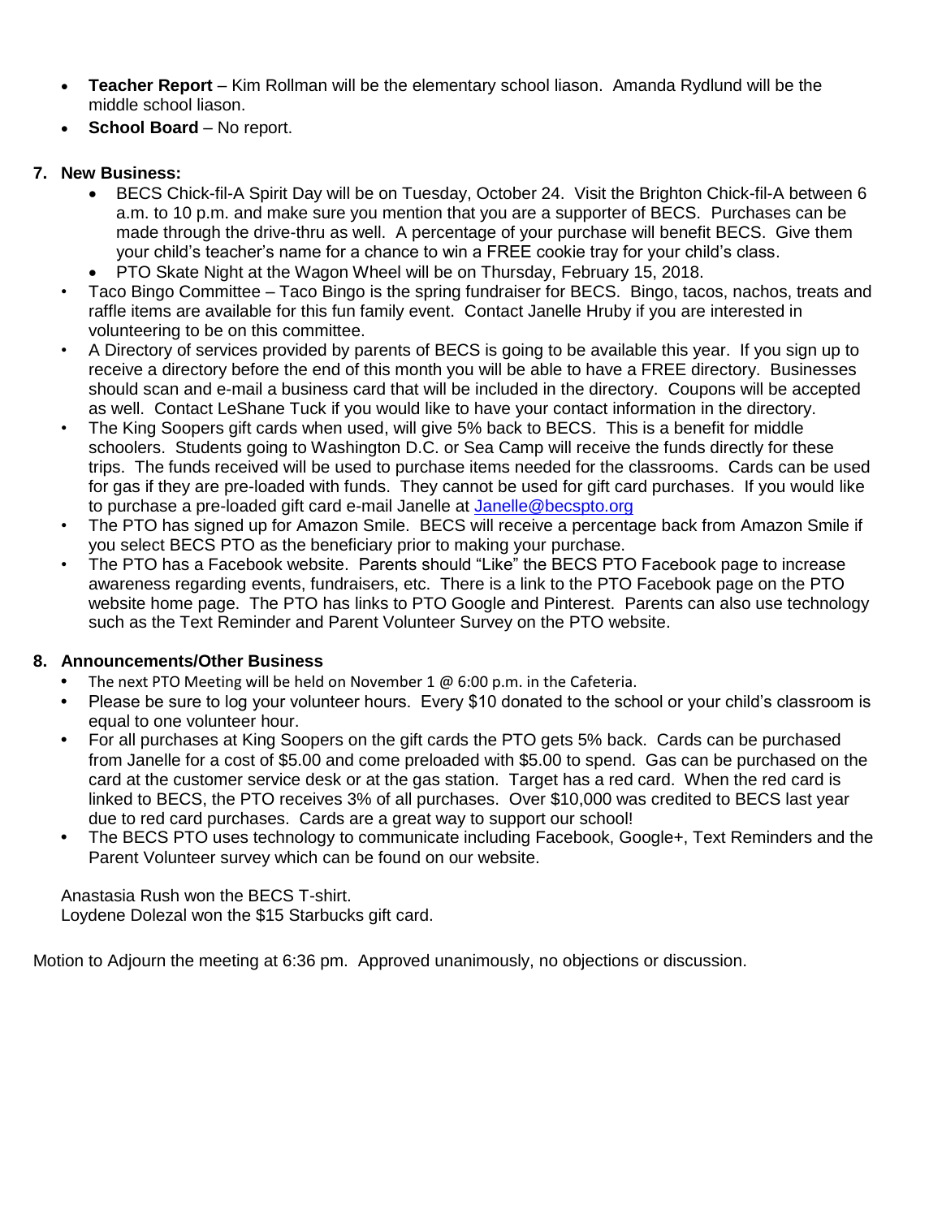- **Teacher Report** – Kim Rollman will be the elementary school liason. Amanda Rydlund will be the middle school liason.
- **School Board** – No report.

**7. New Business:**

- BECS Chick-fil-A Spirit Day will be on Tuesday, October 24. Visit the Brighton Chick-fil-A between 6 a.m. to 10 p.m. and make sure you mention that you are a supporter of BECS. Purchases can be made through the drive-thru as well. A percentage of your purchase will benefit BECS. Give them your child's teacher's name for a chance to win a FREE cookie tray for your child's class.
- PTO Skate Night at the Wagon Wheel will be on Thursday, February 15, 2018.
- Taco Bingo Committee – Taco Bingo is the spring fundraiser for BECS. Bingo, tacos, nachos, treats and raffle items are available for this fun family event. Contact Janelle Hruby if you are interested in volunteering to be on this committee.
- A Directory of services provided by parents of BECS is going to be available this year. If you sign up to receive a directory before the end of this month you will be able to have a FREE directory. Businesses should scan and e-mail a business card that will be included in the directory. Coupons will be accepted as well. Contact LeShane Tuck if you would like to have your contact information in the directory.
- The King Soopers gift cards when used, will give 5% back to BECS. This is a benefit for middle schoolers. Students going to Washington D.C. or Sea Camp will receive the funds directly for these trips. The funds received will be used to purchase items needed for the classrooms. Cards can be used for gas if they are pre-loaded with funds. They cannot be used for gift card purchases. If you would like to purchase a pre-loaded gift card e-mail Janelle at Janelle@becspto.org
- The PTO has signed up for Amazon Smile. BECS will receive a percentage back from Amazon Smile if you select BECS PTO as the beneficiary prior to making your purchase.
- The PTO has a Facebook website. Parents should "Like" the BECS PTO Facebook page to increase awareness regarding events, fundraisers, etc. There is a link to the PTO Facebook page on the PTO website home page. The PTO has links to PTO Google and Pinterest. Parents can also use technology such as the Text Reminder and Parent Volunteer Survey on the PTO website.

**8. Announcements/Other Business**

- The next PTO Meeting will be held on November 1 @ 6:00 p.m. in the Cafeteria.
- Please be sure to log your volunteer hours. Every $10 donated to the school or your child's classroom is equal to one volunteer hour.
- For all purchases at King Soopers on the gift cards the PTO gets 5% back. Cards can be purchased from Janelle for a cost of $5.00 and come preloaded with $5.00 to spend. Gas can be purchased on the card at the customer service desk or at the gas station. Target has a red card. When the red card is linked to BECS, the PTO receives 3% of all purchases. Over $10,000 was credited to BECS last year due to red card purchases. Cards are a great way to support our school!
- The BECS PTO uses technology to communicate including Facebook, Google+, Text Reminders and the Parent Volunteer survey which can be found on our website.

Anastasia Rush won the BECS T-shirt.
Loydene Dolezal won the $15 Starbucks gift card.

Motion to Adjourn the meeting at 6:36 pm. Approved unanimously, no objections or discussion.